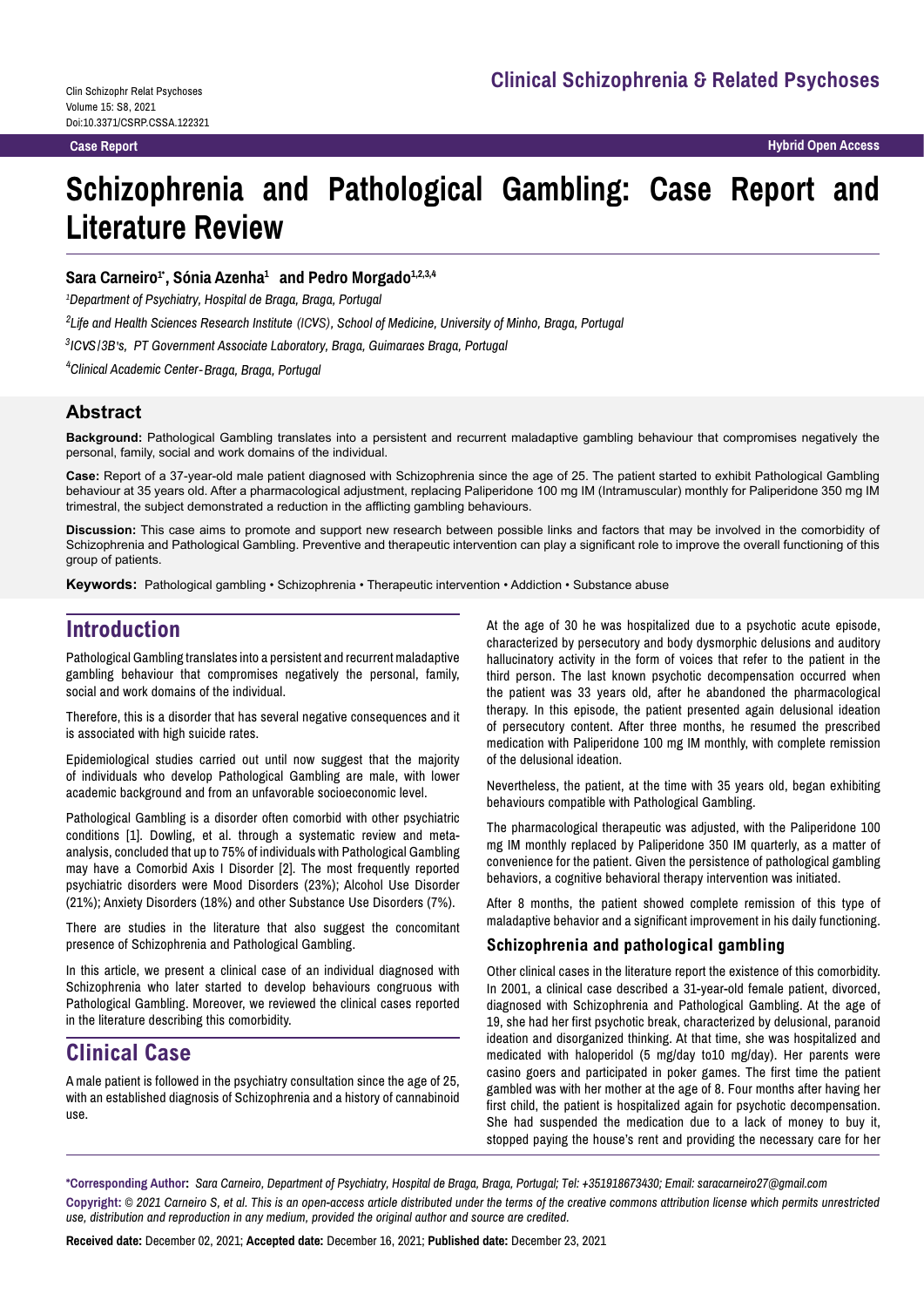Case Report

Hybrid Open Access

# Schizophrenia and Pathological Gambling: Case Report and Literature Review

**Sara Carneiro[1*], Sónia Azenha[1] and Pedro Morgado[1,2,3,4]**

[1]*Department of Psychiatry, Hospital de Braga, Braga, Portugal*

[2]*Life and Health Sciences Research Institute (ICVS), School of Medicine, University of Minho, Braga, Portugal*

[3]*ICVS/3B's, PT Government Associate Laboratory, Braga, Guimaraes Braga, Portugal*

[4]*Clinical Academic Center-Braga, Braga, Portugal*

## Abstract

**Background:** Pathological Gambling translates into a persistent and recurrent maladaptive gambling behaviour that compromises negatively the personal, family, social and work domains of the individual.

**Case:** Report of a 37-year-old male patient diagnosed with Schizophrenia since the age of 25. The patient started to exhibit Pathological Gambling behaviour at 35 years old. After a pharmacological adjustment, replacing Paliperidone 100 mg IM (Intramuscular) monthly for Paliperidone 350 mg IM trimestral, the subject demonstrated a reduction in the afflicting gambling behaviours.

**Discussion:** This case aims to promote and support new research between possible links and factors that may be involved in the comorbidity of Schizophrenia and Pathological Gambling. Preventive and therapeutic intervention can play a significant role to improve the overall functioning of this group of patients.

**Keywords:** Pathological gambling • Schizophrenia • Therapeutic intervention • Addiction • Substance abuse

## Introduction

Pathological Gambling translates into a persistent and recurrent maladaptive gambling behaviour that compromises negatively the personal, family, social and work domains of the individual.

Therefore, this is a disorder that has several negative consequences and it is associated with high suicide rates.

Epidemiological studies carried out until now suggest that the majority of individuals who develop Pathological Gambling are male, with lower academic background and from an unfavorable socioeconomic level.

Pathological Gambling is a disorder often comorbid with other psychiatric conditions [1]. Dowling, et al. through a systematic review and meta-analysis, concluded that up to 75% of individuals with Pathological Gambling may have a Comorbid Axis I Disorder [2]. The most frequently reported psychiatric disorders were Mood Disorders (23%); Alcohol Use Disorder (21%); Anxiety Disorders (18%) and other Substance Use Disorders (7%).

There are studies in the literature that also suggest the concomitant presence of Schizophrenia and Pathological Gambling.

In this article, we present a clinical case of an individual diagnosed with Schizophrenia who later started to develop behaviours congruous with Pathological Gambling. Moreover, we reviewed the clinical cases reported in the literature describing this comorbidity.

## Clinical Case

A male patient is followed in the psychiatry consultation since the age of 25, with an established diagnosis of Schizophrenia and a history of cannabinoid use.

At the age of 30 he was hospitalized due to a psychotic acute episode, characterized by persecutory and body dysmorphic delusions and auditory hallucinatory activity in the form of voices that refer to the patient in the third person. The last known psychotic decompensation occurred when the patient was 33 years old, after he abandoned the pharmacological therapy. In this episode, the patient presented again delusional ideation of persecutory content. After three months, he resumed the prescribed medication with Paliperidone 100 mg IM monthly, with complete remission of the delusional ideation.

Nevertheless, the patient, at the time with 35 years old, began exhibiting behaviours compatible with Pathological Gambling.

The pharmacological therapeutic was adjusted, with the Paliperidone 100 mg IM monthly replaced by Paliperidone 350 IM quarterly, as a matter of convenience for the patient. Given the persistence of pathological gambling behaviors, a cognitive behavioral therapy intervention was initiated.

After 8 months, the patient showed complete remission of this type of maladaptive behavior and a significant improvement in his daily functioning.

### Schizophrenia and pathological gambling

Other clinical cases in the literature report the existence of this comorbidity. In 2001, a clinical case described a 31-year-old female patient, divorced, diagnosed with Schizophrenia and Pathological Gambling. At the age of 19, she had her first psychotic break, characterized by delusional, paranoid ideation and disorganized thinking. At that time, she was hospitalized and medicated with haloperidol (5 mg/day to10 mg/day). Her parents were casino goers and participated in poker games. The first time the patient gambled was with her mother at the age of 8. Four months after having her first child, the patient is hospitalized again for psychotic decompensation. She had suspended the medication due to a lack of money to buy it, stopped paying the house's rent and providing the necessary care for her

**\*Corresponding Author:** *Sara Carneiro, Department of Psychiatry, Hospital de Braga, Braga, Portugal; Tel: +351918673430; Email: saracarneiro27@gmail.com*

**Copyright:** © *2021 Carneiro S, et al. This is an open-access article distributed under the terms of the creative commons attribution license which permits unrestricted use, distribution and reproduction in any medium, provided the original author and source are credited.*

**Received date:** December 02, 2021; **Accepted date:** December 16, 2021; **Published date:** December 23, 2021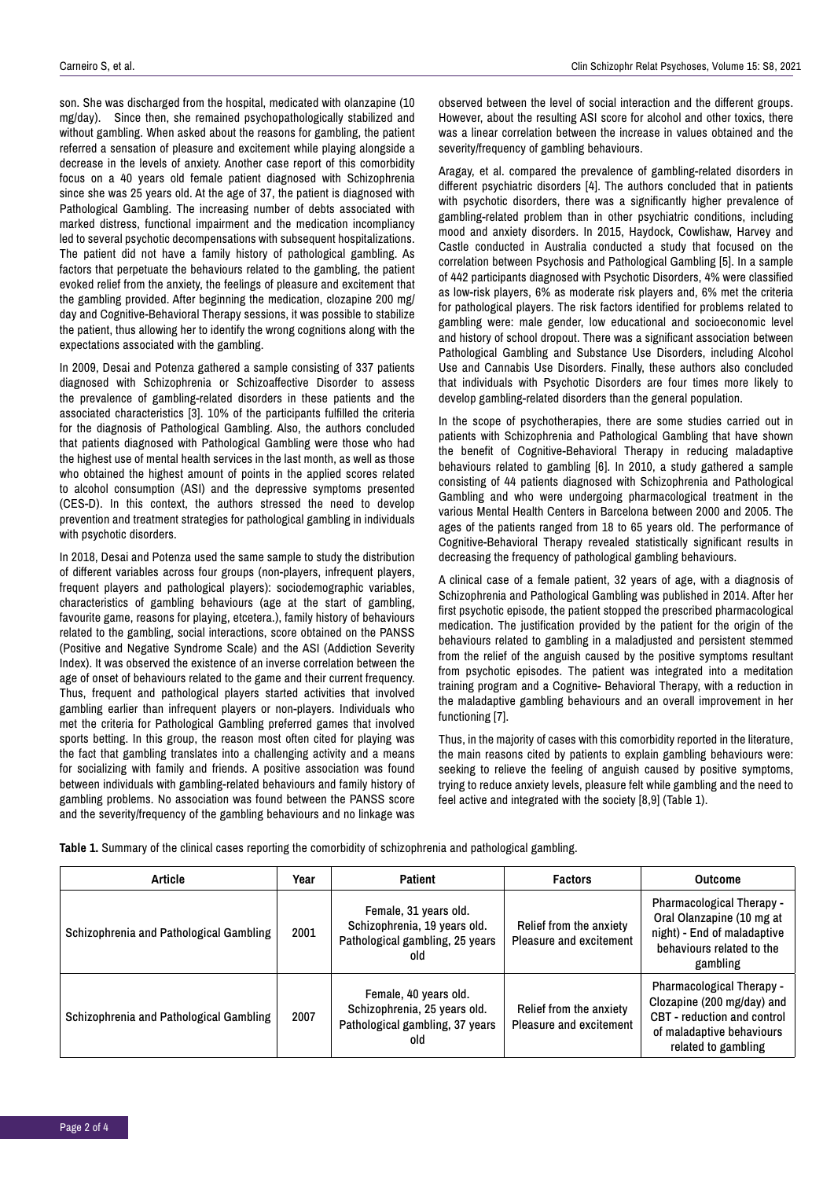son. She was discharged from the hospital, medicated with olanzapine (10 mg/day). Since then, she remained psychopathologically stabilized and without gambling. When asked about the reasons for gambling, the patient referred a sensation of pleasure and excitement while playing alongside a decrease in the levels of anxiety. Another case report of this comorbidity focus on a 40 years old female patient diagnosed with Schizophrenia since she was 25 years old. At the age of 37, the patient is diagnosed with Pathological Gambling. The increasing number of debts associated with marked distress, functional impairment and the medication incompliancy led to several psychotic decompensations with subsequent hospitalizations. The patient did not have a family history of pathological gambling. As factors that perpetuate the behaviours related to the gambling, the patient evoked relief from the anxiety, the feelings of pleasure and excitement that the gambling provided. After beginning the medication, clozapine 200 mg/day and Cognitive-Behavioral Therapy sessions, it was possible to stabilize the patient, thus allowing her to identify the wrong cognitions along with the expectations associated with the gambling.

In 2009, Desai and Potenza gathered a sample consisting of 337 patients diagnosed with Schizophrenia or Schizoaffective Disorder to assess the prevalence of gambling-related disorders in these patients and the associated characteristics [3]. 10% of the participants fulfilled the criteria for the diagnosis of Pathological Gambling. Also, the authors concluded that patients diagnosed with Pathological Gambling were those who had the highest use of mental health services in the last month, as well as those who obtained the highest amount of points in the applied scores related to alcohol consumption (ASI) and the depressive symptoms presented (CES-D). In this context, the authors stressed the need to develop prevention and treatment strategies for pathological gambling in individuals with psychotic disorders.

In 2018, Desai and Potenza used the same sample to study the distribution of different variables across four groups (non-players, infrequent players, frequent players and pathological players): sociodemographic variables, characteristics of gambling behaviours (age at the start of gambling, favourite game, reasons for playing, etcetera.), family history of behaviours related to the gambling, social interactions, score obtained on the PANSS (Positive and Negative Syndrome Scale) and the ASI (Addiction Severity Index). It was observed the existence of an inverse correlation between the age of onset of behaviours related to the game and their current frequency. Thus, frequent and pathological players started activities that involved gambling earlier than infrequent players or non-players. Individuals who met the criteria for Pathological Gambling preferred games that involved sports betting. In this group, the reason most often cited for playing was the fact that gambling translates into a challenging activity and a means for socializing with family and friends. A positive association was found between individuals with gambling-related behaviours and family history of gambling problems. No association was found between the PANSS score and the severity/frequency of the gambling behaviours and no linkage was observed between the level of social interaction and the different groups. However, about the resulting ASI score for alcohol and other toxics, there was a linear correlation between the increase in values obtained and the severity/frequency of gambling behaviours.

Aragay, et al. compared the prevalence of gambling-related disorders in different psychiatric disorders [4]. The authors concluded that in patients with psychotic disorders, there was a significantly higher prevalence of gambling-related problem than in other psychiatric conditions, including mood and anxiety disorders. In 2015, Haydock, Cowlishaw, Harvey and Castle conducted in Australia conducted a study that focused on the correlation between Psychosis and Pathological Gambling [5]. In a sample of 442 participants diagnosed with Psychotic Disorders, 4% were classified as low-risk players, 6% as moderate risk players and, 6% met the criteria for pathological players. The risk factors identified for problems related to gambling were: male gender, low educational and socioeconomic level and history of school dropout. There was a significant association between Pathological Gambling and Substance Use Disorders, including Alcohol Use and Cannabis Use Disorders. Finally, these authors also concluded that individuals with Psychotic Disorders are four times more likely to develop gambling-related disorders than the general population.

In the scope of psychotherapies, there are some studies carried out in patients with Schizophrenia and Pathological Gambling that have shown the benefit of Cognitive-Behavioral Therapy in reducing maladaptive behaviours related to gambling [6]. In 2010, a study gathered a sample consisting of 44 patients diagnosed with Schizophrenia and Pathological Gambling and who were undergoing pharmacological treatment in the various Mental Health Centers in Barcelona between 2000 and 2005. The ages of the patients ranged from 18 to 65 years old. The performance of Cognitive-Behavioral Therapy revealed statistically significant results in decreasing the frequency of pathological gambling behaviours.

A clinical case of a female patient, 32 years of age, with a diagnosis of Schizophrenia and Pathological Gambling was published in 2014. After her first psychotic episode, the patient stopped the prescribed pharmacological medication. The justification provided by the patient for the origin of the behaviours related to gambling in a maladjusted and persistent stemmed from the relief of the anguish caused by the positive symptoms resultant from psychotic episodes. The patient was integrated into a meditation training program and a Cognitive- Behavioral Therapy, with a reduction in the maladaptive gambling behaviours and an overall improvement in her functioning [7].

Thus, in the majority of cases with this comorbidity reported in the literature, the main reasons cited by patients to explain gambling behaviours were: seeking to relieve the feeling of anguish caused by positive symptoms, trying to reduce anxiety levels, pleasure felt while gambling and the need to feel active and integrated with the society [8,9] (Table 1).

**Table 1.** Summary of the clinical cases reporting the comorbidity of schizophrenia and pathological gambling.

| Article | Year | Patient | Factors | Outcome |
| --- | --- | --- | --- | --- |
| Schizophrenia and Pathological Gambling | 2001 | Female, 31 years old. Schizophrenia, 19 years old. Pathological gambling, 25 years old | Relief from the anxiety Pleasure and excitement | Pharmacological Therapy - Oral Olanzapine (10 mg at night) - End of maladaptive behaviours related to the gambling |
| Schizophrenia and Pathological Gambling | 2007 | Female, 40 years old. Schizophrenia, 25 years old. Pathological gambling, 37 years old | Relief from the anxiety Pleasure and excitement | Pharmacological Therapy - Clozapine (200 mg/day) and CBT - reduction and control of maladaptive behaviours related to gambling |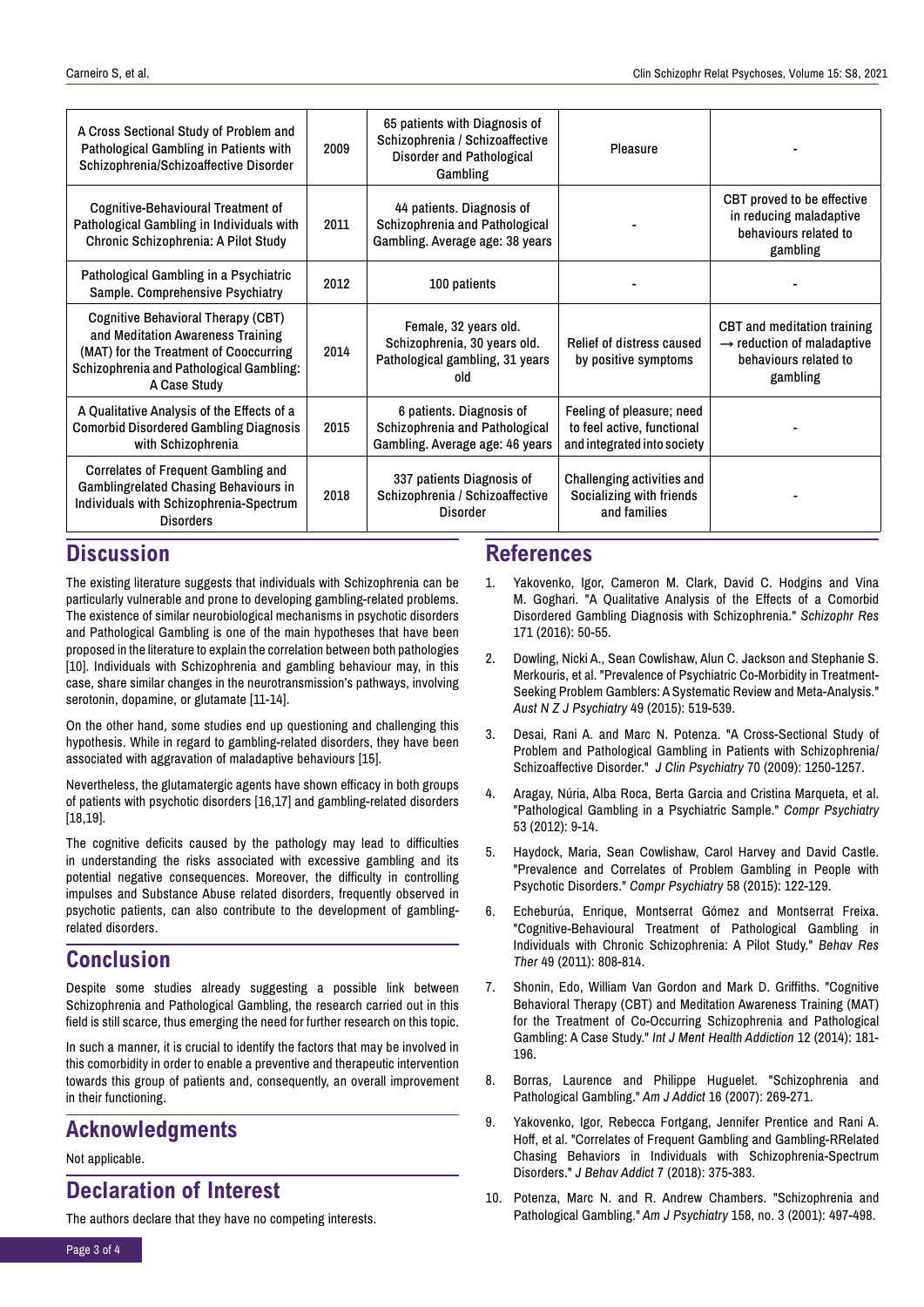| A Cross Sectional Study of Problem and Pathological Gambling in Patients with Schizophrenia/Schizoaffective Disorder | 2009 | 65 patients with Diagnosis of Schizophrenia / Schizoaffective Disorder and Pathological Gambling | Pleasure | - |
|---|---|---|---|---|
| Cognitive-Behavioural Treatment of Pathological Gambling in Individuals with Chronic Schizophrenia: A Pilot Study | 2011 | 44 patients. Diagnosis of Schizophrenia and Pathological Gambling. Average age: 38 years | - | CBT proved to be effective in reducing maladaptive behaviours related to gambling |
| Pathological Gambling in a Psychiatric Sample. Comprehensive Psychiatry | 2012 | 100 patients | - | - |
| Cognitive Behavioral Therapy (CBT) and Meditation Awareness Training (MAT) for the Treatment of Cooccurring Schizophrenia and Pathological Gambling: A Case Study | 2014 | Female, 32 years old. Schizophrenia, 30 years old. Pathological gambling, 31 years old | Relief of distress caused by positive symptoms | CBT and meditation training → reduction of maladaptive behaviours related to gambling |
| A Qualitative Analysis of the Effects of a Comorbid Disordered Gambling Diagnosis with Schizophrenia | 2015 | 6 patients. Diagnosis of Schizophrenia and Pathological Gambling. Average age: 46 years | Feeling of pleasure; need to feel active, functional and integrated into society | - |
| Correlates of Frequent Gambling and Gamblingrelated Chasing Behaviours in Individuals with Schizophrenia-Spectrum Disorders | 2018 | 337 patients Diagnosis of Schizophrenia / Schizoaffective Disorder | Challenging activities and Socializing with friends and families | - |

## Discussion

The existing literature suggests that individuals with Schizophrenia can be particularly vulnerable and prone to developing gambling-related problems. The existence of similar neurobiological mechanisms in psychotic disorders and Pathological Gambling is one of the main hypotheses that have been proposed in the literature to explain the correlation between both pathologies [10]. Individuals with Schizophrenia and gambling behaviour may, in this case, share similar changes in the neurotransmission's pathways, involving serotonin, dopamine, or glutamate [11-14].

On the other hand, some studies end up questioning and challenging this hypothesis. While in regard to gambling-related disorders, they have been associated with aggravation of maladaptive behaviours [15].

Nevertheless, the glutamatergic agents have shown efficacy in both groups of patients with psychotic disorders [16,17] and gambling-related disorders [18,19].

The cognitive deficits caused by the pathology may lead to difficulties in understanding the risks associated with excessive gambling and its potential negative consequences. Moreover, the difficulty in controlling impulses and Substance Abuse related disorders, frequently observed in psychotic patients, can also contribute to the development of gambling-related disorders.

## Conclusion

Despite some studies already suggesting a possible link between Schizophrenia and Pathological Gambling, the research carried out in this field is still scarce, thus emerging the need for further research on this topic.

In such a manner, it is crucial to identify the factors that may be involved in this comorbidity in order to enable a preventive and therapeutic intervention towards this group of patients and, consequently, an overall improvement in their functioning.

## Acknowledgments

Not applicable.

## Declaration of Interest

The authors declare that they have no competing interests.

## References

1. Yakovenko, Igor, Cameron M. Clark, David C. Hodgins and Vina M. Goghari. "A Qualitative Analysis of the Effects of a Comorbid Disordered Gambling Diagnosis with Schizophrenia." *Schizophr Res* 171 (2016): 50-55.
2. Dowling, Nicki A., Sean Cowlishaw, Alun C. Jackson and Stephanie S. Merkouris, et al. "Prevalence of Psychiatric Co-Morbidity in Treatment-Seeking Problem Gamblers: A Systematic Review and Meta-Analysis." *Aust N Z J Psychiatry* 49 (2015): 519-539.
3. Desai, Rani A. and Marc N. Potenza. "A Cross-Sectional Study of Problem and Pathological Gambling in Patients with Schizophrenia/ Schizoaffective Disorder." *J Clin Psychiatry* 70 (2009): 1250-1257.
4. Aragay, Núria, Alba Roca, Berta Garcia and Cristina Marqueta, et al. "Pathological Gambling in a Psychiatric Sample." *Compr Psychiatry* 53 (2012): 9-14.
5. Haydock, Maria, Sean Cowlishaw, Carol Harvey and David Castle. "Prevalence and Correlates of Problem Gambling in People with Psychotic Disorders." *Compr Psychiatry* 58 (2015): 122-129.
6. Echeburúa, Enrique, Montserrat Gómez and Montserrat Freixa. "Cognitive-Behavioural Treatment of Pathological Gambling in Individuals with Chronic Schizophrenia: A Pilot Study." *Behav Res Ther* 49 (2011): 808-814.
7. Shonin, Edo, William Van Gordon and Mark D. Griffiths. "Cognitive Behavioral Therapy (CBT) and Meditation Awareness Training (MAT) for the Treatment of Co-Occurring Schizophrenia and Pathological Gambling: A Case Study." *Int J Ment Health Addiction* 12 (2014): 181-196.
8. Borras, Laurence and Philippe Huguelet. "Schizophrenia and Pathological Gambling." *Am J Addict* 16 (2007): 269-271.
9. Yakovenko, Igor, Rebecca Fortgang, Jennifer Prentice and Rani A. Hoff, et al. "Correlates of Frequent Gambling and Gambling-RRelated Chasing Behaviors in Individuals with Schizophrenia-Spectrum Disorders." *J Behav Addict* 7 (2018): 375-383.
10. Potenza, Marc N. and R. Andrew Chambers. "Schizophrenia and Pathological Gambling." *Am J Psychiatry* 158, no. 3 (2001): 497-498.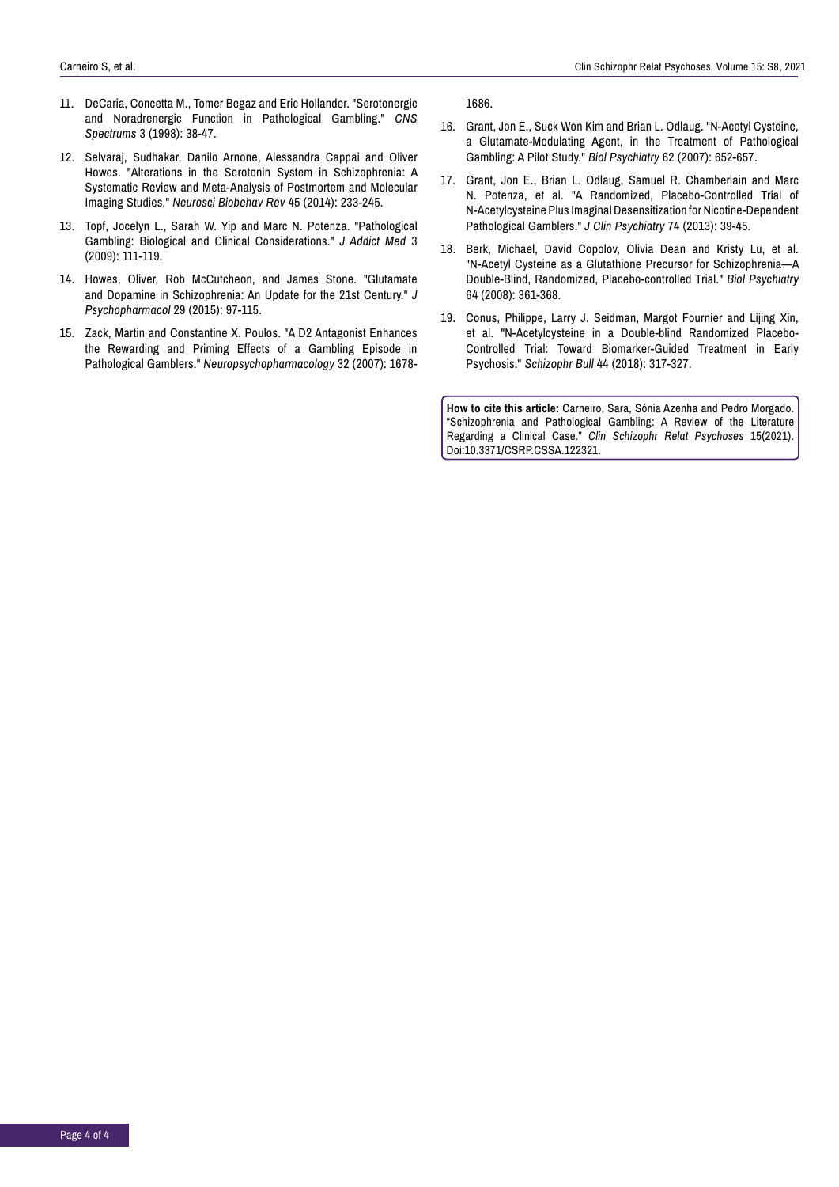11. DeCaria, Concetta M., Tomer Begaz and Eric Hollander. "Serotonergic and Noradrenergic Function in Pathological Gambling." *CNS Spectrums* 3 (1998): 38-47.

12. Selvaraj, Sudhakar, Danilo Arnone, Alessandra Cappai and Oliver Howes. "Alterations in the Serotonin System in Schizophrenia: A Systematic Review and Meta-Analysis of Postmortem and Molecular Imaging Studies." *Neurosci Biobehav Rev* 45 (2014): 233-245.

13. Topf, Jocelyn L., Sarah W. Yip and Marc N. Potenza. "Pathological Gambling: Biological and Clinical Considerations." *J Addict Med* 3 (2009): 111-119.

14. Howes, Oliver, Rob McCutcheon, and James Stone. "Glutamate and Dopamine in Schizophrenia: An Update for the 21st Century." *J Psychopharmacol* 29 (2015): 97-115.

15. Zack, Martin and Constantine X. Poulos. "A D2 Antagonist Enhances the Rewarding and Priming Effects of a Gambling Episode in Pathological Gamblers." *Neuropsychopharmacology* 32 (2007): 1678-1686.

16. Grant, Jon E., Suck Won Kim and Brian L. Odlaug. "N-Acetyl Cysteine, a Glutamate-Modulating Agent, in the Treatment of Pathological Gambling: A Pilot Study." *Biol Psychiatry* 62 (2007): 652-657.

17. Grant, Jon E., Brian L. Odlaug, Samuel R. Chamberlain and Marc N. Potenza, et al. "A Randomized, Placebo-Controlled Trial of N-Acetylcysteine Plus Imaginal Desensitization for Nicotine-Dependent Pathological Gamblers." *J Clin Psychiatry* 74 (2013): 39-45.

18. Berk, Michael, David Copolov, Olivia Dean and Kristy Lu, et al. "N-Acetyl Cysteine as a Glutathione Precursor for Schizophrenia—A Double-Blind, Randomized, Placebo-controlled Trial." *Biol Psychiatry* 64 (2008): 361-368.

19. Conus, Philippe, Larry J. Seidman, Margot Fournier and Lijing Xin, et al. "N-Acetylcysteine in a Double-blind Randomized Placebo-Controlled Trial: Toward Biomarker-Guided Treatment in Early Psychosis." *Schizophr Bull* 44 (2018): 317-327.

**How to cite this article:** Carneiro, Sara, Sónia Azenha and Pedro Morgado. "Schizophrenia and Pathological Gambling: A Review of the Literature Regarding a Clinical Case." *Clin Schizophr Relat Psychoses* 15(2021). Doi:10.3371/CSRP.CSSA.122321.